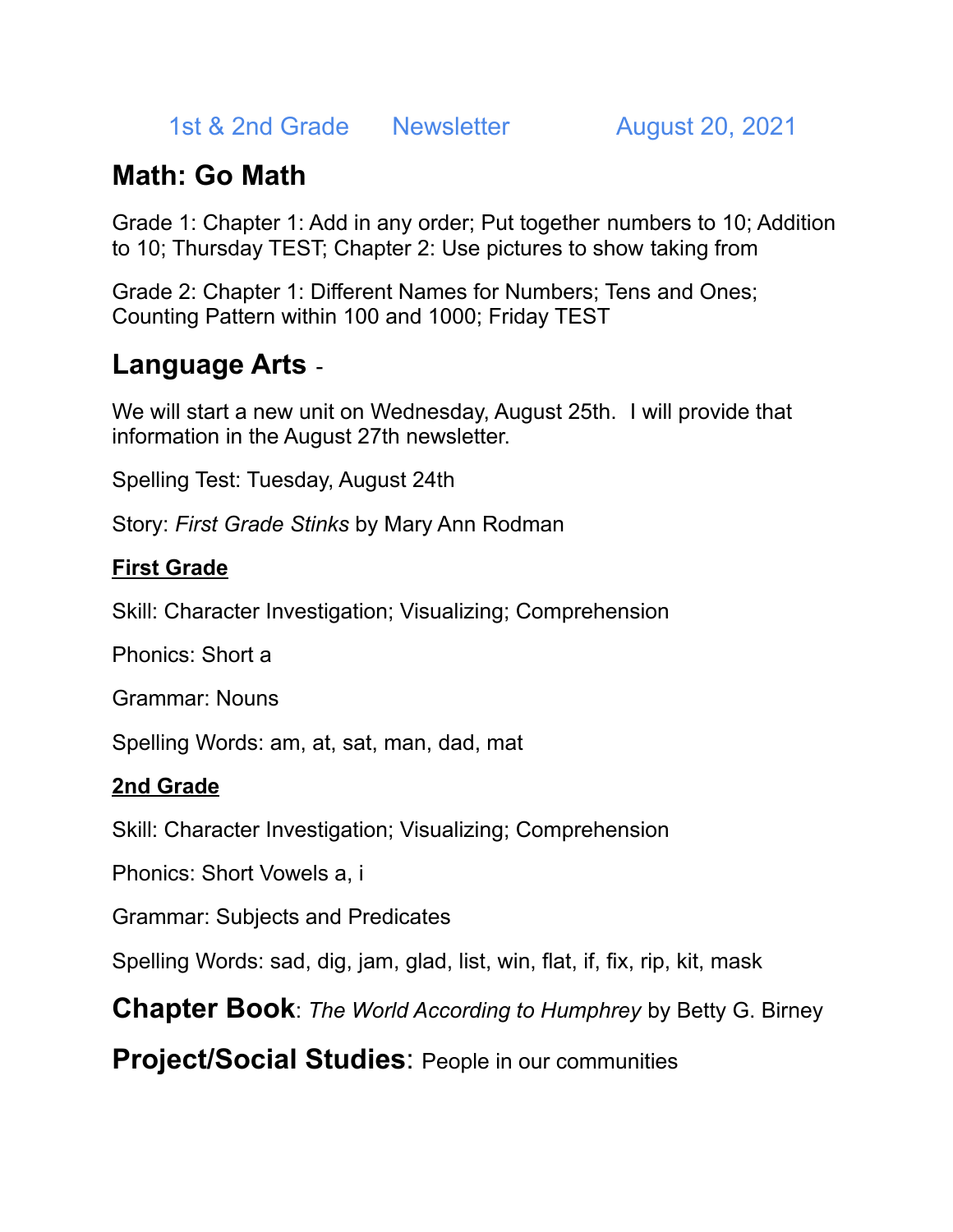1st & 2nd Grade Newsletter August 20, 2021

## Math: Go Math

Grade 1: Chapter 1: Add in any order; Put together numbers to 10; Addition to 10; Thursday TEST; Chapter 2: Use pictures to show taking from

Grade 2: Chapter 1: Different Names for Numbers; Tens and Ones; Counting Pattern within 100 and 1000; Friday TEST

## Language Arts -

We will start a new unit on Wednesday, August 25th. I will provide that information in the August 27th newsletter.

Spelling Test: Tuesday, August 24th

Story: *First Grade Stinks* by Mary Ann Rodman

### First Grade

Skill: Character Investigation; Visualizing; Comprehension

Phonics: Short a

Grammar: Nouns

Spelling Words: am, at, sat, man, dad, mat

### 2nd Grade

Skill: Character Investigation; Visualizing; Comprehension

Phonics: Short Vowels a, i

Grammar: Subjects and Predicates

Spelling Words: sad, dig, jam, glad, list, win, flat, if, fix, rip, kit, mask

**Chapter Book**: *The World According to Humphrey* by Betty G. Birney

**Project/Social Studies**: People in our communities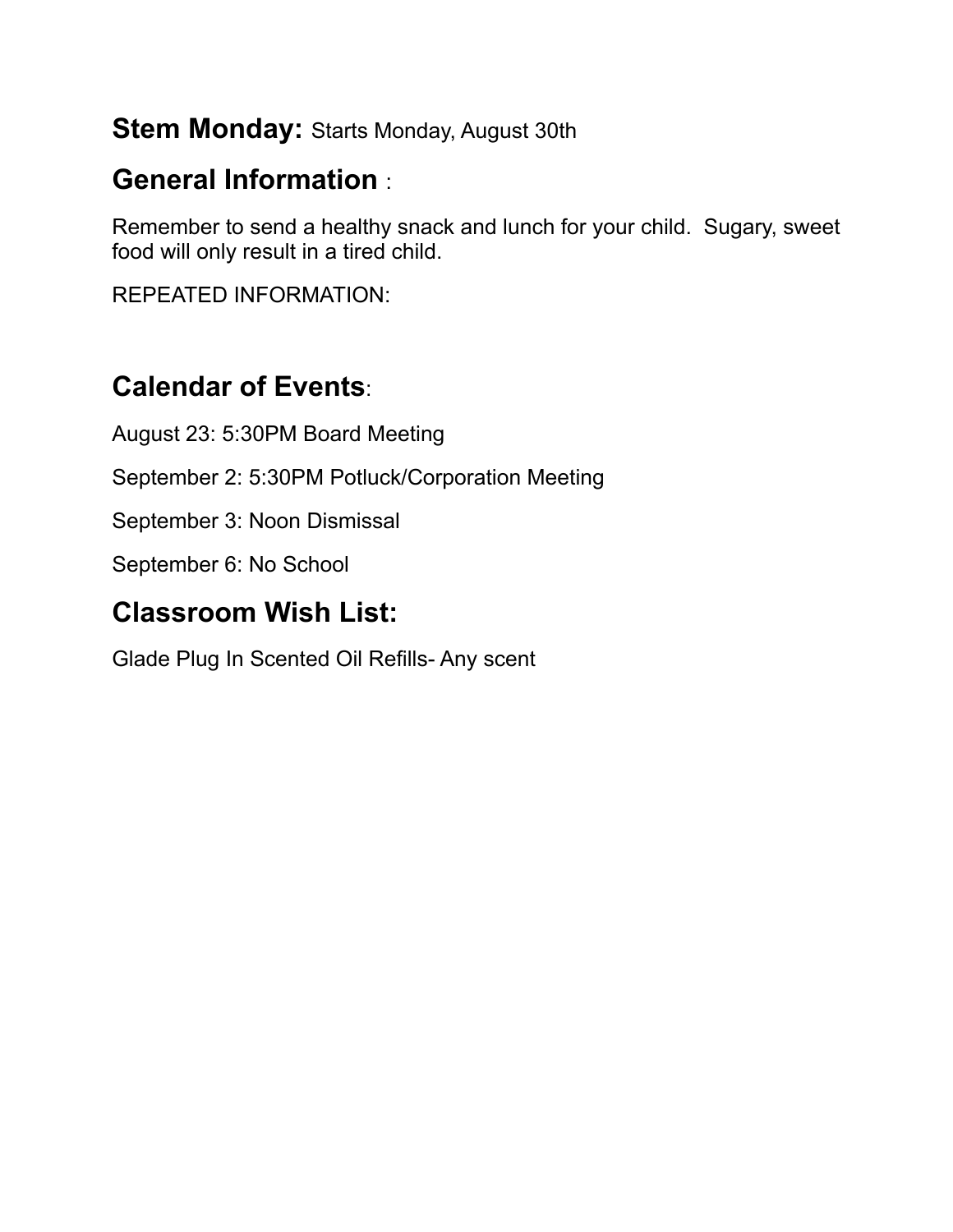**Stem Monday:** Starts Monday, August 30th

## General Information :

Remember to send a healthy snack and lunch for your child. Sugary, sweet food will only result in a tired child.

REPEATED INFORMATION:

## Calendar of Events:

August 23: 5:30PM Board Meeting

September 2: 5:30PM Potluck/Corporation Meeting

September 3: Noon Dismissal

September 6: No School

## Classroom Wish List:

Glade Plug In Scented Oil Refills- Any scent